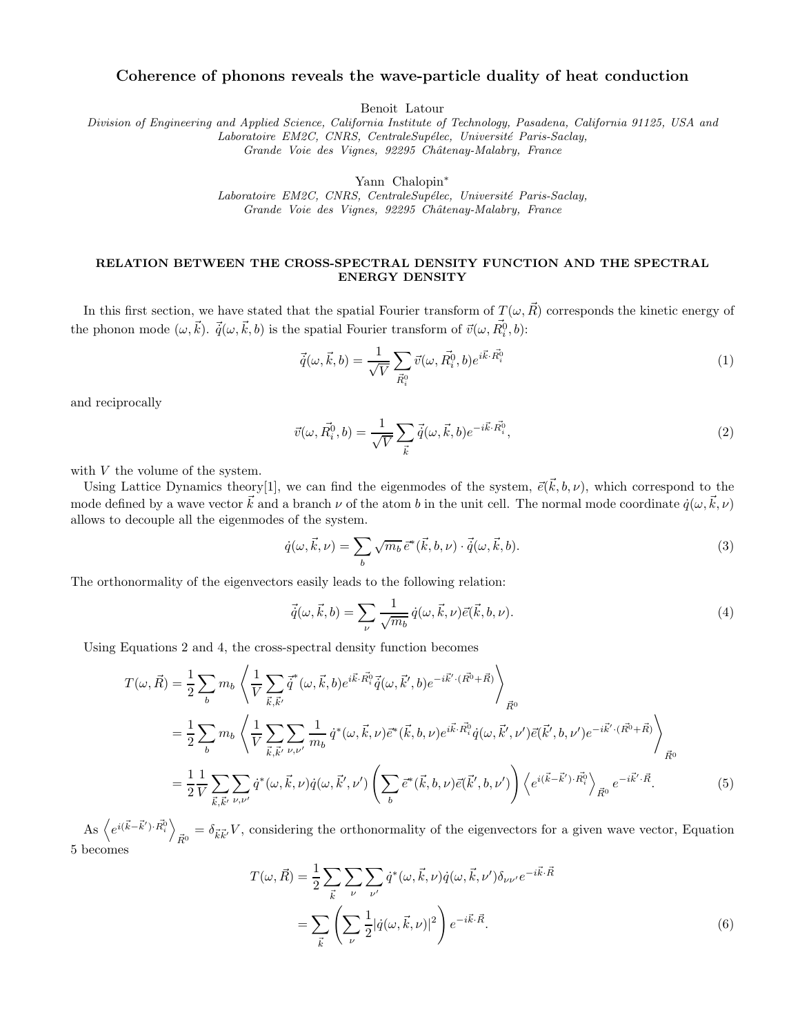# Coherence of phonons reveals the wave-particle duality of heat conduction

Benoit Latour

*Division of Engineering and Applied Science, California Institute of Technology, Pasadena, California 91125, USA and Laboratoire EM2C, CNRS, CentraleSupélec, Université Paris-Saclay, Grande Voie des Vignes, 92295 Châtenay-Malabry, France*

Yann Chalopin*

*Laboratoire EM2C, CNRS, CentraleSupélec, Université Paris-Saclay, Grande Voie des Vignes, 92295 Châtenay-Malabry, France*

## RELATION BETWEEN THE CROSS-SPECTRAL DENSITY FUNCTION AND THE SPECTRAL ENERGY DENSITY

In this first section, we have stated that the spatial Fourier transform of $T(\omega, \vec{R})$ corresponds the kinetic energy of the phonon mode $(\omega, \vec{k})$. $\vec{q}(\omega, \vec{k}, b)$ is the spatial Fourier transform of $\vec{v}(\omega, \vec{R}_i^0, b)$:

$$\vec{q}(\omega, \vec{k}, b) = \frac{1}{\sqrt{V}} \sum_{\vec{R}_i^0} \vec{v}(\omega, \vec{R}_i^0, b) e^{i\vec{k}\cdot\vec{R}_i^0} \tag{1}$$

and reciprocally

$$\vec{v}(\omega, \vec{R}_i^0, b) = \frac{1}{\sqrt{V}} \sum_{\vec{k}} \vec{q}(\omega, \vec{k}, b) e^{-i\vec{k}\cdot\vec{R}_i^0}, \tag{2}$$

with $V$ the volume of the system.

Using Lattice Dynamics theory[1], we can find the eigenmodes of the system, $\vec{e}(\vec{k}, b, \nu)$, which correspond to the mode defined by a wave vector $\vec{k}$ and a branch $\nu$ of the atom $b$ in the unit cell. The normal mode coordinate $\dot{q}(\omega, \vec{k}, \nu)$ allows to decouple all the eigenmodes of the system.

$$\dot{q}(\omega, \vec{k}, \nu) = \sum_b \sqrt{m_b}\, \vec{e}^*(\vec{k}, b, \nu) \cdot \vec{q}(\omega, \vec{k}, b). \tag{3}$$

The orthonormality of the eigenvectors easily leads to the following relation:

$$\vec{q}(\omega, \vec{k}, b) = \sum_\nu \frac{1}{\sqrt{m_b}}\, \dot{q}(\omega, \vec{k}, \nu) \vec{e}(\vec{k}, b, \nu). \tag{4}$$

Using Equations 2 and 4, the cross-spectral density function becomes

$$\begin{aligned}
T(\omega, \vec{R}) &= \frac{1}{2} \sum_b m_b \left\langle \frac{1}{V} \sum_{\vec{k}, \vec{k}'} \vec{q}^*(\omega, \vec{k}, b) e^{i\vec{k}\cdot\vec{R}_i^0} \vec{q}(\omega, \vec{k}', b) e^{-i\vec{k}'\cdot(\vec{R}^0 + \vec{R})} \right\rangle_{\vec{R}^0} \\
&= \frac{1}{2} \sum_b m_b \left\langle \frac{1}{V} \sum_{\vec{k}, \vec{k}'} \sum_{\nu, \nu'} \frac{1}{m_b}\, \dot{q}^*(\omega, \vec{k}, \nu) \vec{e}^*(\vec{k}, b, \nu) e^{i\vec{k}\cdot\vec{R}_i^0} \dot{q}(\omega, \vec{k}', \nu') \vec{e}(\vec{k}', b, \nu') e^{-i\vec{k}'\cdot(\vec{R}^0 + \vec{R})} \right\rangle_{\vec{R}^0} \\
&= \frac{1}{2} \frac{1}{V} \sum_{\vec{k}, \vec{k}'} \sum_{\nu, \nu'} \dot{q}^*(\omega, \vec{k}, \nu) \dot{q}(\omega, \vec{k}', \nu') \left( \sum_b \vec{e}^*(\vec{k}, b, \nu) \vec{e}(\vec{k}', b, \nu') \right) \left\langle e^{i(\vec{k}-\vec{k}')\cdot\vec{R}_i^0} \right\rangle_{\vec{R}^0} e^{-i\vec{k}'\cdot\vec{R}}.
\end{aligned} \tag{5}$$

As $\left\langle e^{i(\vec{k}-\vec{k}')\cdot\vec{R}_i^0} \right\rangle_{\vec{R}^0} = \delta_{\vec{k}\vec{k}'} V$, considering the orthonormality of the eigenvectors for a given wave vector, Equation 5 becomes

$$\begin{aligned}
T(\omega, \vec{R}) &= \frac{1}{2} \sum_{\vec{k}} \sum_\nu \sum_{\nu'} \dot{q}^*(\omega, \vec{k}, \nu) \dot{q}(\omega, \vec{k}, \nu') \delta_{\nu\nu'} e^{-i\vec{k}\cdot\vec{R}} \\
&= \sum_{\vec{k}} \left( \sum_\nu \frac{1}{2} |\dot{q}(\omega, \vec{k}, \nu)|^2 \right) e^{-i\vec{k}\cdot\vec{R}}.
\end{aligned} \tag{6}$$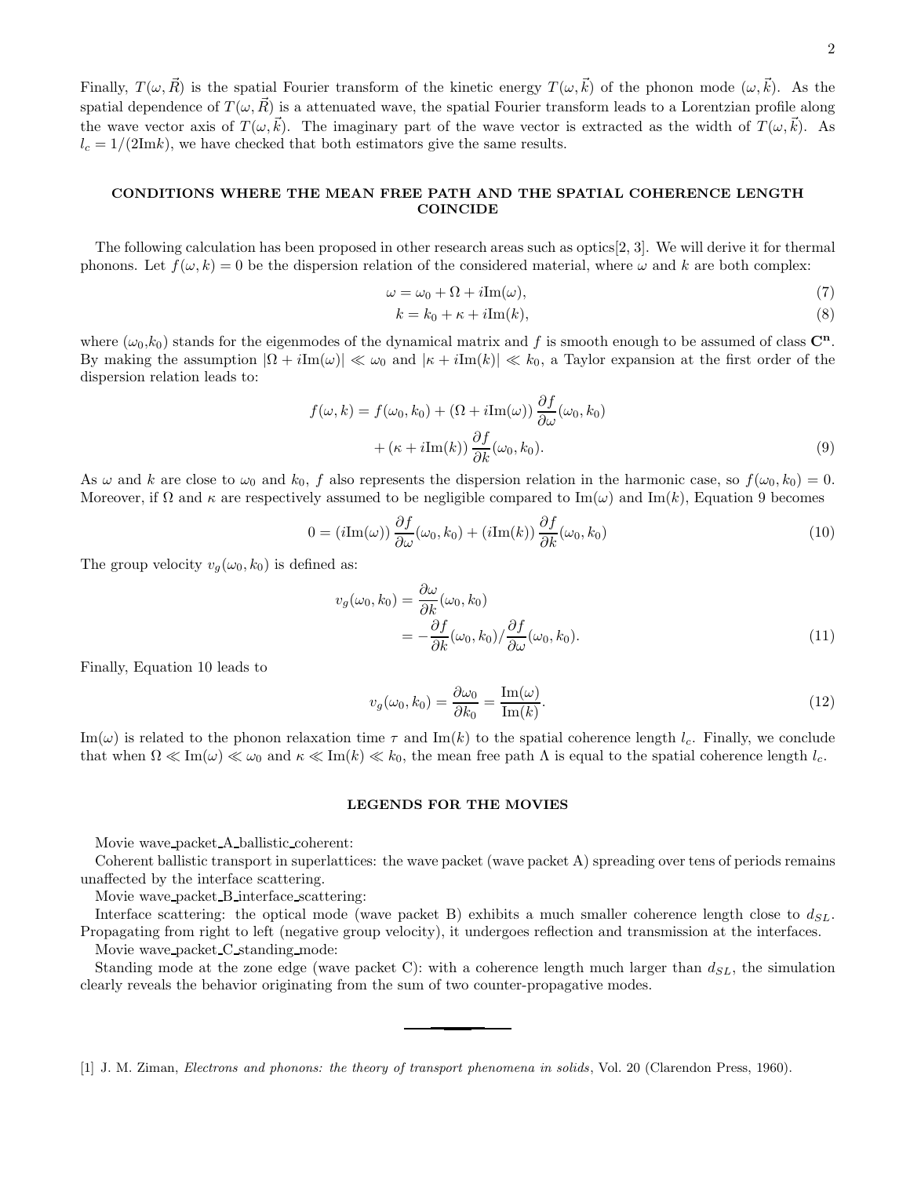Finally, $T(\omega, \vec{R})$ is the spatial Fourier transform of the kinetic energy $T(\omega, \vec{k})$ of the phonon mode $(\omega, \vec{k})$. As the spatial dependence of $T(\omega, \vec{R})$ is a attenuated wave, the spatial Fourier transform leads to a Lorentzian profile along the wave vector axis of $T(\omega, \vec{k})$. The imaginary part of the wave vector is extracted as the width of $T(\omega, \vec{k})$. As $l_c = 1/(2\text{Im}k)$, we have checked that both estimators give the same results.

## CONDITIONS WHERE THE MEAN FREE PATH AND THE SPATIAL COHERENCE LENGTH COINCIDE

The following calculation has been proposed in other research areas such as optics[2, 3]. We will derive it for thermal phonons. Let $f(\omega, k) = 0$ be the dispersion relation of the considered material, where $\omega$ and $k$ are both complex:

$$\omega = \omega_0 + \Omega + i\text{Im}(\omega), \tag{7}$$

$$k = k_0 + \kappa + i\text{Im}(k), \tag{8}$$

where $(\omega_0, k_0)$ stands for the eigenmodes of the dynamical matrix and $f$ is smooth enough to be assumed of class $\mathbf{C^n}$. By making the assumption $|\Omega + i\text{Im}(\omega)| \ll \omega_0$ and $|\kappa + i\text{Im}(k)| \ll k_0$, a Taylor expansion at the first order of the dispersion relation leads to:

$$\begin{aligned} f(\omega, k) = f(\omega_0, k_0) &+ (\Omega + i\text{Im}(\omega)) \frac{\partial f}{\partial \omega}(\omega_0, k_0) \\ &+ (\kappa + i\text{Im}(k)) \frac{\partial f}{\partial k}(\omega_0, k_0). \end{aligned} \tag{9}$$

As $\omega$ and $k$ are close to $\omega_0$ and $k_0$, $f$ also represents the dispersion relation in the harmonic case, so $f(\omega_0, k_0) = 0$. Moreover, if $\Omega$ and $\kappa$ are respectively assumed to be negligible compared to $\text{Im}(\omega)$ and $\text{Im}(k)$, Equation 9 becomes

$$0 = (i\text{Im}(\omega)) \frac{\partial f}{\partial \omega}(\omega_0, k_0) + (i\text{Im}(k)) \frac{\partial f}{\partial k}(\omega_0, k_0) \tag{10}$$

The group velocity $v_g(\omega_0, k_0)$ is defined as:

$$\begin{aligned} v_g(\omega_0, k_0) &= \frac{\partial \omega}{\partial k}(\omega_0, k_0) \\ &= -\frac{\partial f}{\partial k}(\omega_0, k_0) / \frac{\partial f}{\partial \omega}(\omega_0, k_0). \end{aligned} \tag{11}$$

Finally, Equation 10 leads to

$$v_g(\omega_0, k_0) = \frac{\partial \omega_0}{\partial k_0} = \frac{\text{Im}(\omega)}{\text{Im}(k)}. \tag{12}$$

$\text{Im}(\omega)$ is related to the phonon relaxation time $\tau$ and $\text{Im}(k)$ to the spatial coherence length $l_c$. Finally, we conclude that when $\Omega \ll \text{Im}(\omega) \ll \omega_0$ and $\kappa \ll \text{Im}(k) \ll k_0$, the mean free path $\Lambda$ is equal to the spatial coherence length $l_c$.

## LEGENDS FOR THE MOVIES

Movie wave_packet_A_ballistic_coherent:

Coherent ballistic transport in superlattices: the wave packet (wave packet A) spreading over tens of periods remains unaffected by the interface scattering.

Movie wave_packet_B_interface_scattering:

Interface scattering: the optical mode (wave packet B) exhibits a much smaller coherence length close to $d_{SL}$. Propagating from right to left (negative group velocity), it undergoes reflection and transmission at the interfaces.

Movie wave_packet_C_standing_mode:

Standing mode at the zone edge (wave packet C): with a coherence length much larger than $d_{SL}$, the simulation clearly reveals the behavior originating from the sum of two counter-propagative modes.

---

[1] J. M. Ziman, *Electrons and phonons: the theory of transport phenomena in solids*, Vol. 20 (Clarendon Press, 1960).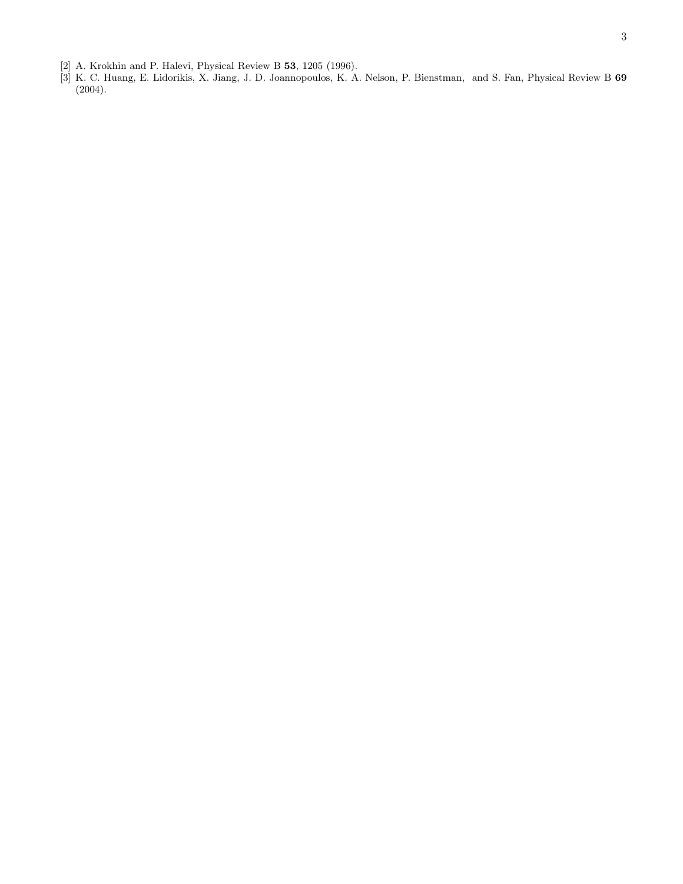[2] A. Krokhin and P. Halevi, Physical Review B **53**, 1205 (1996).

[3] K. C. Huang, E. Lidorikis, X. Jiang, J. D. Joannopoulos, K. A. Nelson, P. Bienstman, and S. Fan, Physical Review B **69** (2004).